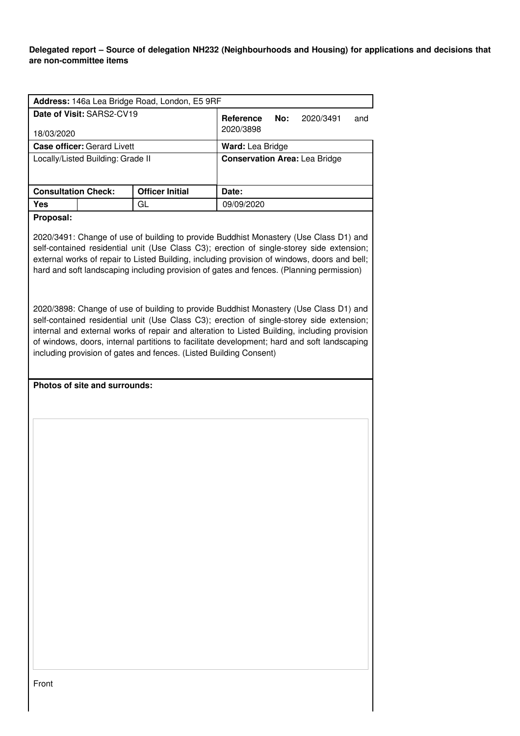**Delegated report – Source of delegation NH232 (Neighbourhoods and Housing) for applications and decisions that are non-committee items**

| **Address:** 146a Lea Bridge Road, London, E5 9RF | | | |
|---|---|---|---|
| **Date of Visit:** SARS2-CV19<br>18/03/2020 | | | **Reference No:** 2020/3491 and 2020/3898 |
| **Case officer:** Gerard Livett | | | **Ward:** Lea Bridge |
| Locally/Listed Building: Grade II | | | **Conservation Area:** Lea Bridge |
| **Consultation Check:** | | **Officer Initial** | **Date:** |
| **Yes** | | GL | 09/09/2020 |

**Proposal:**

2020/3491: Change of use of building to provide Buddhist Monastery (Use Class D1) and self-contained residential unit (Use Class C3); erection of single-storey side extension; external works of repair to Listed Building, including provision of windows, doors and bell; hard and soft landscaping including provision of gates and fences. (Planning permission)

2020/3898: Change of use of building to provide Buddhist Monastery (Use Class D1) and self-contained residential unit (Use Class C3); erection of single-storey side extension; internal and external works of repair and alteration to Listed Building, including provision of windows, doors, internal partitions to facilitate development; hard and soft landscaping including provision of gates and fences. (Listed Building Consent)

**Photos of site and surrounds:**

Front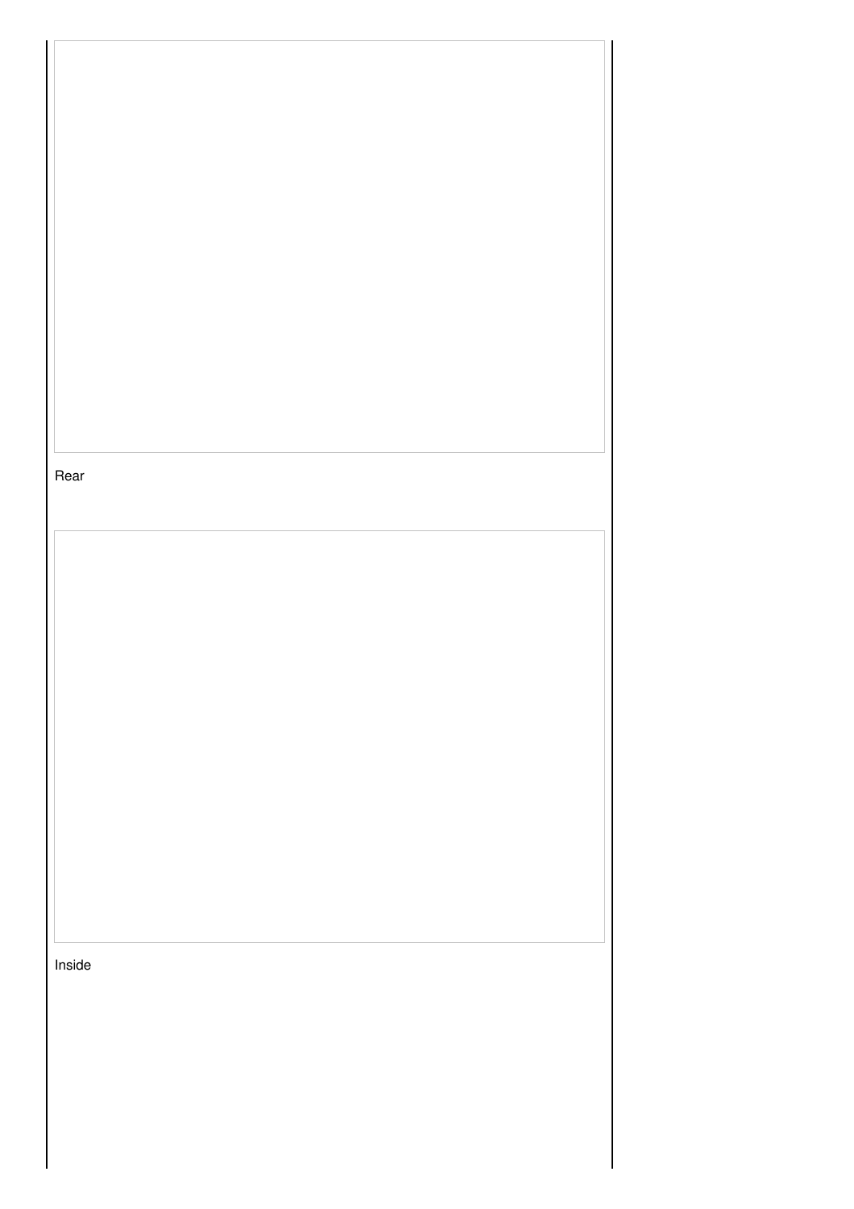Rear

Inside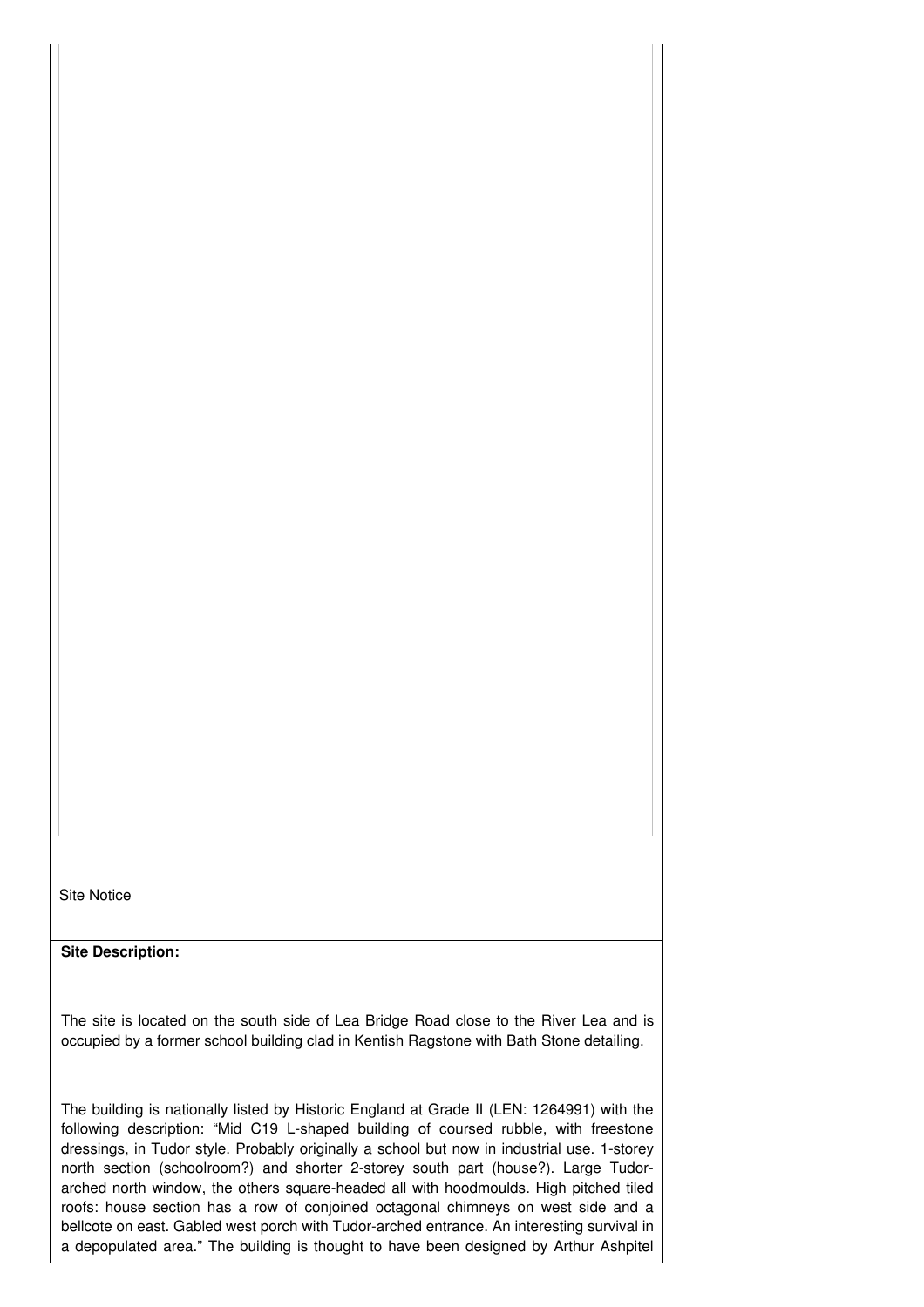Site Notice

**Site Description:**

The site is located on the south side of Lea Bridge Road close to the River Lea and is occupied by a former school building clad in Kentish Ragstone with Bath Stone detailing.

The building is nationally listed by Historic England at Grade II (LEN: 1264991) with the following description: "Mid C19 L-shaped building of coursed rubble, with freestone dressings, in Tudor style. Probably originally a school but now in industrial use. 1-storey north section (schoolroom?) and shorter 2-storey south part (house?). Large Tudor-arched north window, the others square-headed all with hoodmoulds. High pitched tiled roofs: house section has a row of conjoined octagonal chimneys on west side and a bellcote on east. Gabled west porch with Tudor-arched entrance. An interesting survival in a depopulated area." The building is thought to have been designed by Arthur Ashpitel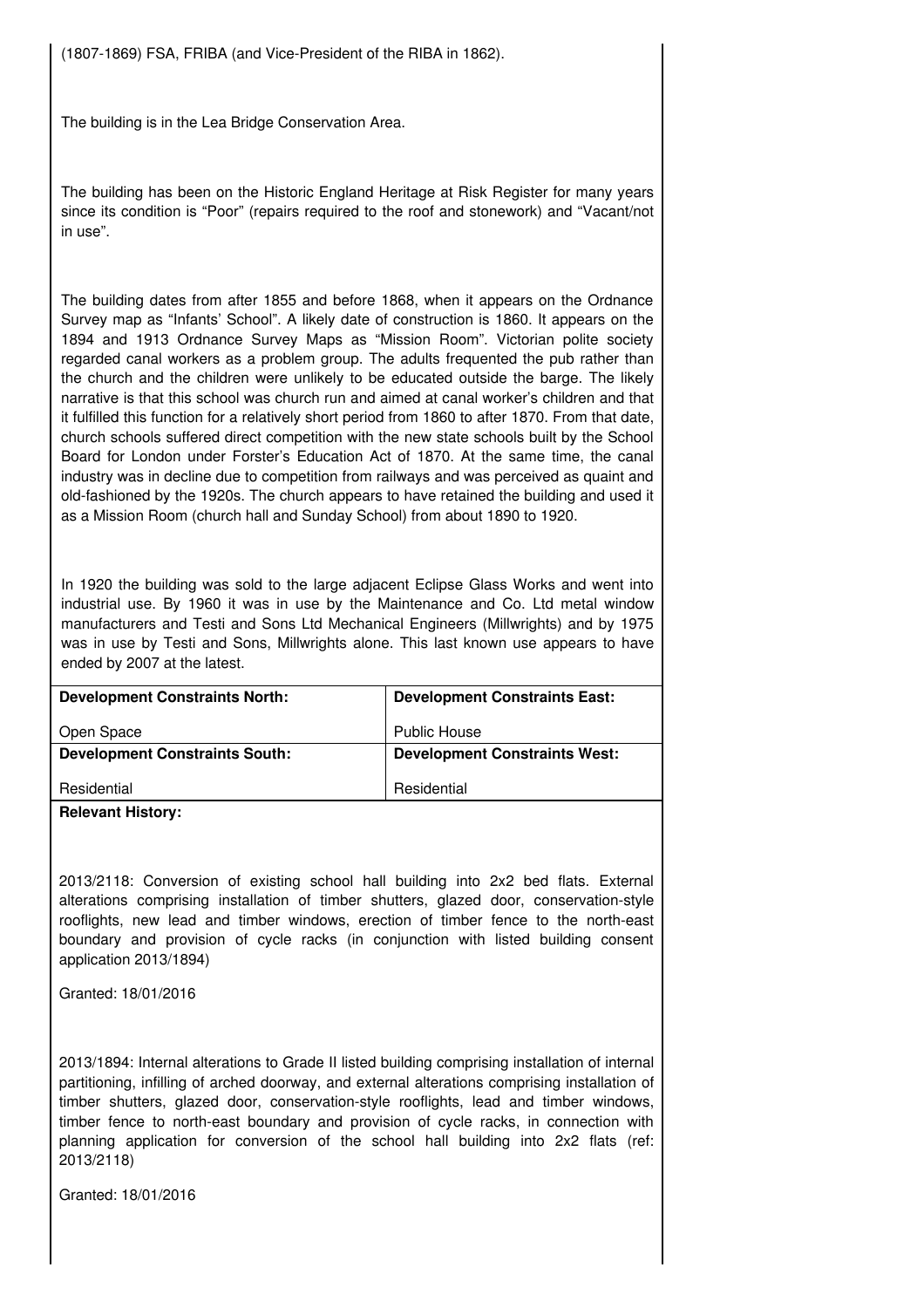(1807-1869) FSA, FRIBA (and Vice-President of the RIBA in 1862).

The building is in the Lea Bridge Conservation Area.

The building has been on the Historic England Heritage at Risk Register for many years since its condition is "Poor" (repairs required to the roof and stonework) and "Vacant/not in use".

The building dates from after 1855 and before 1868, when it appears on the Ordnance Survey map as "Infants' School". A likely date of construction is 1860. It appears on the 1894 and 1913 Ordnance Survey Maps as "Mission Room". Victorian polite society regarded canal workers as a problem group. The adults frequented the pub rather than the church and the children were unlikely to be educated outside the barge. The likely narrative is that this school was church run and aimed at canal worker's children and that it fulfilled this function for a relatively short period from 1860 to after 1870. From that date, church schools suffered direct competition with the new state schools built by the School Board for London under Forster's Education Act of 1870. At the same time, the canal industry was in decline due to competition from railways and was perceived as quaint and old-fashioned by the 1920s. The church appears to have retained the building and used it as a Mission Room (church hall and Sunday School) from about 1890 to 1920.

In 1920 the building was sold to the large adjacent Eclipse Glass Works and went into industrial use. By 1960 it was in use by the Maintenance and Co. Ltd metal window manufacturers and Testi and Sons Ltd Mechanical Engineers (Millwrights) and by 1975 was in use by Testi and Sons, Millwrights alone. This last known use appears to have ended by 2007 at the latest.

| **Development Constraints North:** | **Development Constraints East:** |
|---|---|
| Open Space | Public House |
| **Development Constraints South:** | **Development Constraints West:** |
| Residential | Residential |

**Relevant History:**

2013/2118: Conversion of existing school hall building into 2x2 bed flats. External alterations comprising installation of timber shutters, glazed door, conservation-style rooflights, new lead and timber windows, erection of timber fence to the north-east boundary and provision of cycle racks (in conjunction with listed building consent application 2013/1894)

Granted: 18/01/2016

2013/1894: Internal alterations to Grade II listed building comprising installation of internal partitioning, infilling of arched doorway, and external alterations comprising installation of timber shutters, glazed door, conservation-style rooflights, lead and timber windows, timber fence to north-east boundary and provision of cycle racks, in connection with planning application for conversion of the school hall building into 2x2 flats (ref: 2013/2118)

Granted: 18/01/2016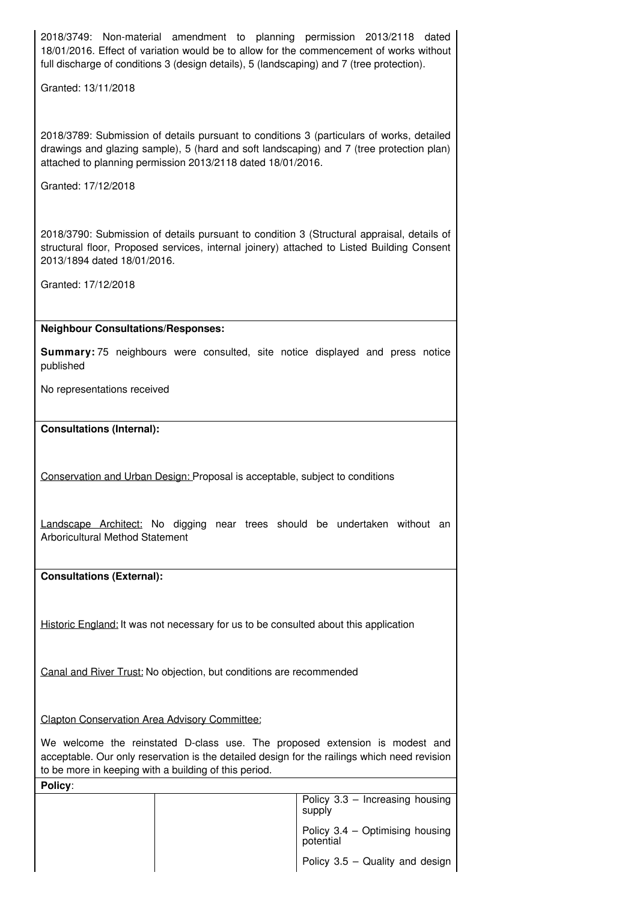2018/3749: Non-material amendment to planning permission 2013/2118 dated 18/01/2016. Effect of variation would be to allow for the commencement of works without full discharge of conditions 3 (design details), 5 (landscaping) and 7 (tree protection).

Granted: 13/11/2018

2018/3789: Submission of details pursuant to conditions 3 (particulars of works, detailed drawings and glazing sample), 5 (hard and soft landscaping) and 7 (tree protection plan) attached to planning permission 2013/2118 dated 18/01/2016.

Granted: 17/12/2018

2018/3790: Submission of details pursuant to condition 3 (Structural appraisal, details of structural floor, Proposed services, internal joinery) attached to Listed Building Consent 2013/1894 dated 18/01/2016.

Granted: 17/12/2018

**Neighbour Consultations/Responses:**

**Summary:** 75 neighbours were consulted, site notice displayed and press notice published

No representations received

**Consultations (Internal):**

Conservation and Urban Design: Proposal is acceptable, subject to conditions

Landscape Architect: No digging near trees should be undertaken without an Arboricultural Method Statement

**Consultations (External):**

Historic England: It was not necessary for us to be consulted about this application

Canal and River Trust: No objection, but conditions are recommended

Clapton Conservation Area Advisory Committee:

We welcome the reinstated D-class use. The proposed extension is modest and acceptable. Our only reservation is the detailed design for the railings which need revision to be more in keeping with a building of this period.

**Policy**:

| | | |
|---|---|---|
| | | Policy 3.3 – Increasing housing supply<br>Policy 3.4 – Optimising housing potential<br>Policy 3.5 – Quality and design |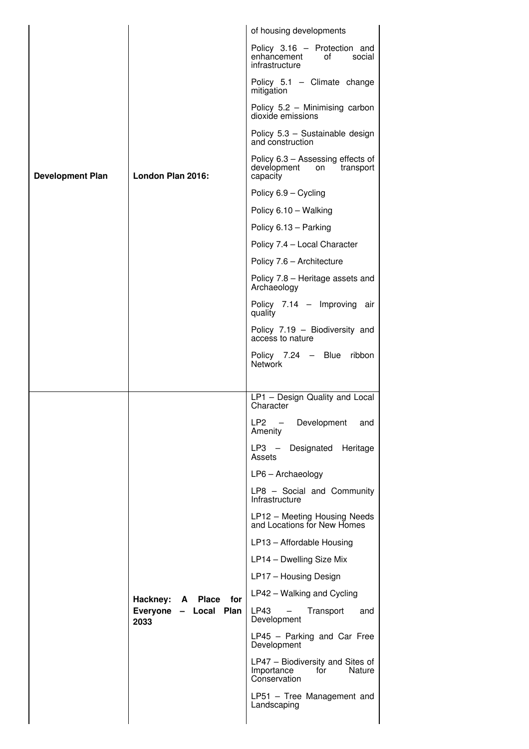|  |  |  |
|---|---|---|
| Development Plan | London Plan 2016: | of housing developments<br>Policy 3.16 – Protection and enhancement of social infrastructure<br>Policy 5.1 – Climate change mitigation<br>Policy 5.2 – Minimising carbon dioxide emissions<br>Policy 5.3 – Sustainable design and construction<br>Policy 6.3 – Assessing effects of development on transport capacity<br>Policy 6.9 – Cycling<br>Policy 6.10 – Walking<br>Policy 6.13 – Parking<br>Policy 7.4 – Local Character<br>Policy 7.6 – Architecture<br>Policy 7.8 – Heritage assets and Archaeology<br>Policy 7.14 – Improving air quality<br>Policy 7.19 – Biodiversity and access to nature<br>Policy 7.24 – Blue ribbon Network |
|  | Hackney: A Place for Everyone – Local Plan 2033 | LP1 – Design Quality and Local Character<br>LP2 – Development and Amenity<br>LP3 – Designated Heritage Assets<br>LP6 – Archaeology<br>LP8 – Social and Community Infrastructure<br>LP12 – Meeting Housing Needs and Locations for New Homes<br>LP13 – Affordable Housing<br>LP14 – Dwelling Size Mix<br>LP17 – Housing Design<br>LP42 – Walking and Cycling<br>LP43 – Transport and Development<br>LP45 – Parking and Car Free Development<br>LP47 – Biodiversity and Sites of Importance for Nature Conservation<br>LP51 – Tree Management and Landscaping |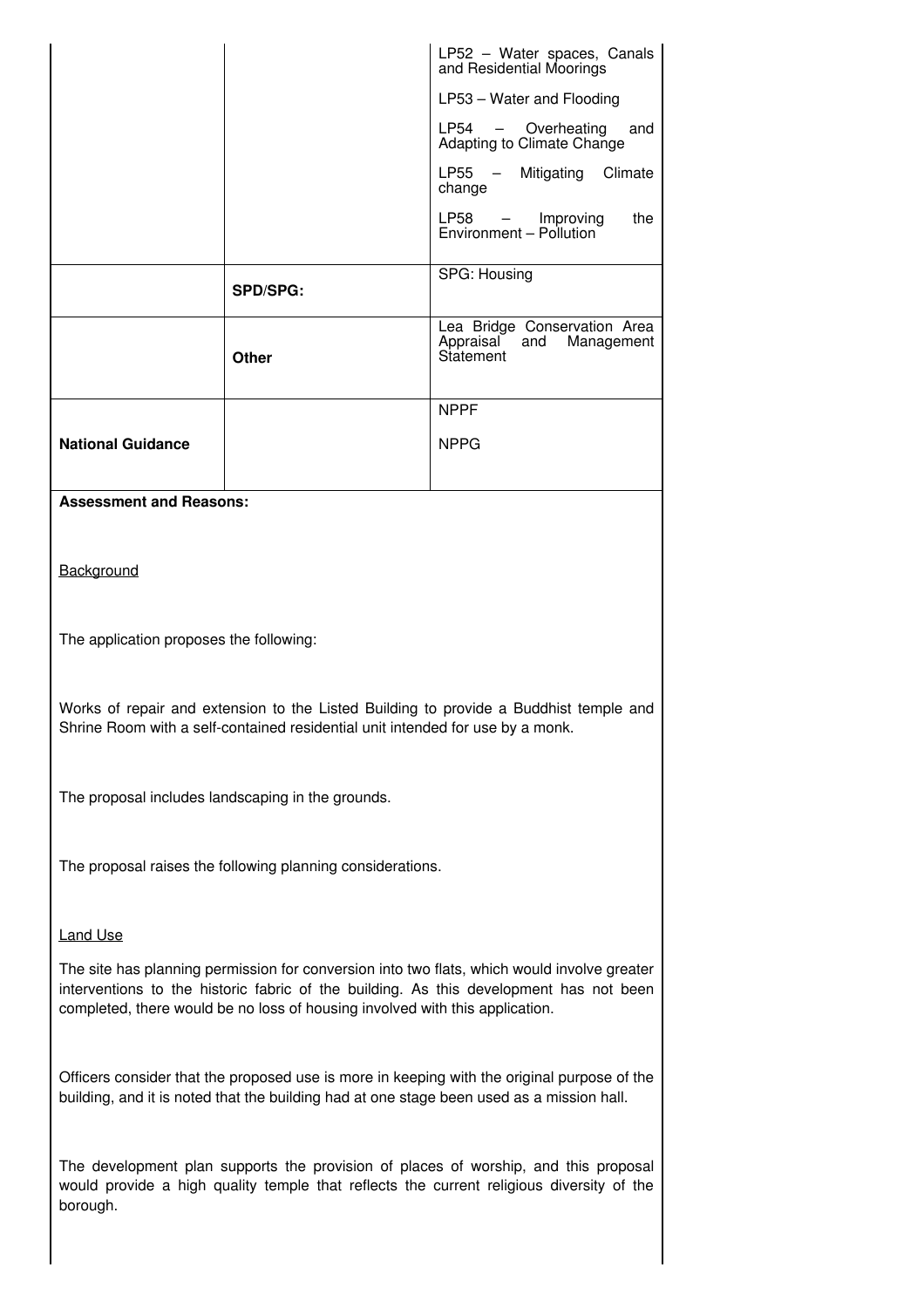| | | |
|---|---|---|
| | | LP52 – Water spaces, Canals and Residential Moorings<br><br>LP53 – Water and Flooding<br><br>LP54 – Overheating and Adapting to Climate Change<br><br>LP55 – Mitigating Climate change<br><br>LP58 – Improving the Environment – Pollution |
| | **SPD/SPG:** | SPG: Housing |
| | **Other** | Lea Bridge Conservation Area Appraisal and Management Statement |
| **National Guidance** | | NPPF<br><br>NPPG |

**Assessment and Reasons:**

Background

The application proposes the following:

Works of repair and extension to the Listed Building to provide a Buddhist temple and Shrine Room with a self-contained residential unit intended for use by a monk.

The proposal includes landscaping in the grounds.

The proposal raises the following planning considerations.

Land Use

The site has planning permission for conversion into two flats, which would involve greater interventions to the historic fabric of the building. As this development has not been completed, there would be no loss of housing involved with this application.

Officers consider that the proposed use is more in keeping with the original purpose of the building, and it is noted that the building had at one stage been used as a mission hall.

The development plan supports the provision of places of worship, and this proposal would provide a high quality temple that reflects the current religious diversity of the borough.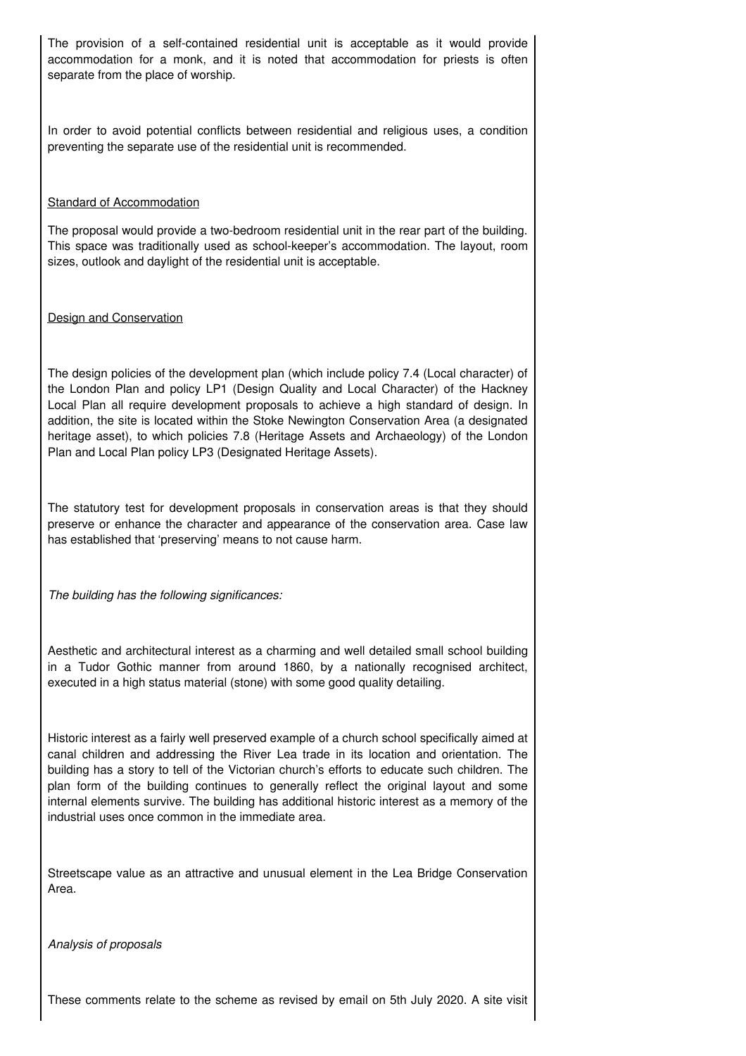The provision of a self-contained residential unit is acceptable as it would provide accommodation for a monk, and it is noted that accommodation for priests is often separate from the place of worship.

In order to avoid potential conflicts between residential and religious uses, a condition preventing the separate use of the residential unit is recommended.

Standard of Accommodation

The proposal would provide a two-bedroom residential unit in the rear part of the building. This space was traditionally used as school-keeper's accommodation. The layout, room sizes, outlook and daylight of the residential unit is acceptable.

Design and Conservation

The design policies of the development plan (which include policy 7.4 (Local character) of the London Plan and policy LP1 (Design Quality and Local Character) of the Hackney Local Plan all require development proposals to achieve a high standard of design. In addition, the site is located within the Stoke Newington Conservation Area (a designated heritage asset), to which policies 7.8 (Heritage Assets and Archaeology) of the London Plan and Local Plan policy LP3 (Designated Heritage Assets).

The statutory test for development proposals in conservation areas is that they should preserve or enhance the character and appearance of the conservation area. Case law has established that 'preserving' means to not cause harm.

*The building has the following significances:*

Aesthetic and architectural interest as a charming and well detailed small school building in a Tudor Gothic manner from around 1860, by a nationally recognised architect, executed in a high status material (stone) with some good quality detailing.

Historic interest as a fairly well preserved example of a church school specifically aimed at canal children and addressing the River Lea trade in its location and orientation. The building has a story to tell of the Victorian church's efforts to educate such children. The plan form of the building continues to generally reflect the original layout and some internal elements survive. The building has additional historic interest as a memory of the industrial uses once common in the immediate area.

Streetscape value as an attractive and unusual element in the Lea Bridge Conservation Area.

*Analysis of proposals*

These comments relate to the scheme as revised by email on 5th July 2020. A site visit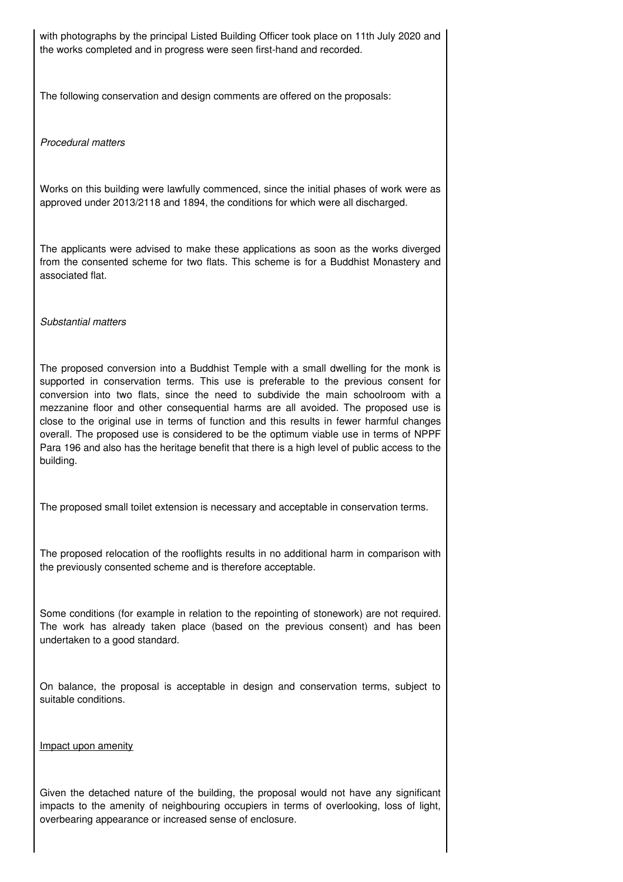with photographs by the principal Listed Building Officer took place on 11th July 2020 and the works completed and in progress were seen first-hand and recorded.

The following conservation and design comments are offered on the proposals:

*Procedural matters*

Works on this building were lawfully commenced, since the initial phases of work were as approved under 2013/2118 and 1894, the conditions for which were all discharged.

The applicants were advised to make these applications as soon as the works diverged from the consented scheme for two flats. This scheme is for a Buddhist Monastery and associated flat.

*Substantial matters*

The proposed conversion into a Buddhist Temple with a small dwelling for the monk is supported in conservation terms. This use is preferable to the previous consent for conversion into two flats, since the need to subdivide the main schoolroom with a mezzanine floor and other consequential harms are all avoided. The proposed use is close to the original use in terms of function and this results in fewer harmful changes overall. The proposed use is considered to be the optimum viable use in terms of NPPF Para 196 and also has the heritage benefit that there is a high level of public access to the building.

The proposed small toilet extension is necessary and acceptable in conservation terms.

The proposed relocation of the rooflights results in no additional harm in comparison with the previously consented scheme and is therefore acceptable.

Some conditions (for example in relation to the repointing of stonework) are not required. The work has already taken place (based on the previous consent) and has been undertaken to a good standard.

On balance, the proposal is acceptable in design and conservation terms, subject to suitable conditions.

<u>Impact upon amenity</u>

Given the detached nature of the building, the proposal would not have any significant impacts to the amenity of neighbouring occupiers in terms of overlooking, loss of light, overbearing appearance or increased sense of enclosure.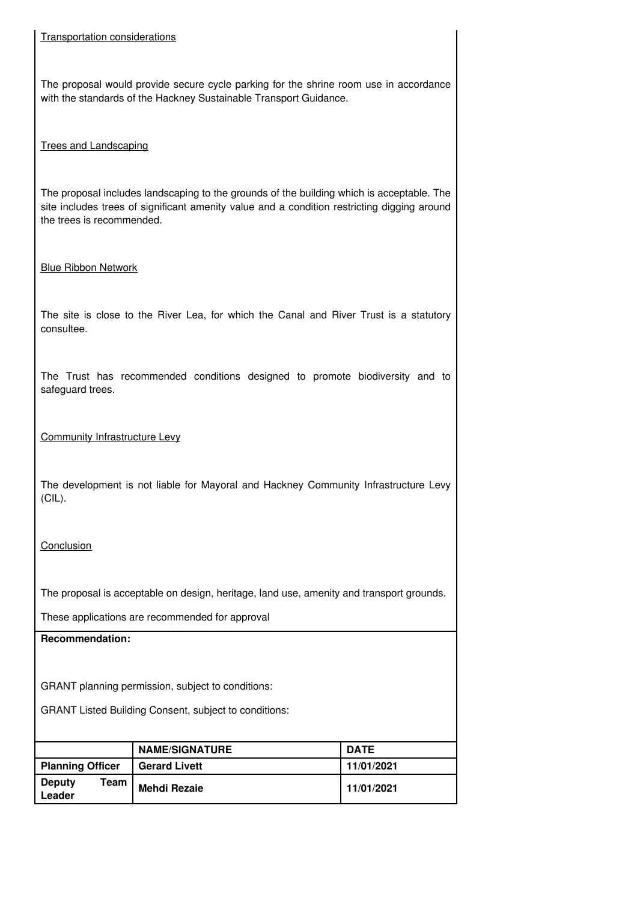Transportation considerations

The proposal would provide secure cycle parking for the shrine room use in accordance with the standards of the Hackney Sustainable Transport Guidance.

Trees and Landscaping

The proposal includes landscaping to the grounds of the building which is acceptable. The site includes trees of significant amenity value and a condition restricting digging around the trees is recommended.

Blue Ribbon Network

The site is close to the River Lea, for which the Canal and River Trust is a statutory consultee.

The Trust has recommended conditions designed to promote biodiversity and to safeguard trees.

Community Infrastructure Levy

The development is not liable for Mayoral and Hackney Community Infrastructure Levy (CIL).

Conclusion

The proposal is acceptable on design, heritage, land use, amenity and transport grounds.

These applications are recommended for approval

**Recommendation:**

GRANT planning permission, subject to conditions:

GRANT Listed Building Consent, subject to conditions:

| | **NAME/SIGNATURE** | **DATE** |
|---|---|---|
| **Planning Officer** | **Gerard Livett** | **11/01/2021** |
| **Deputy Team Leader** | **Mehdi Rezaie** | **11/01/2021** |